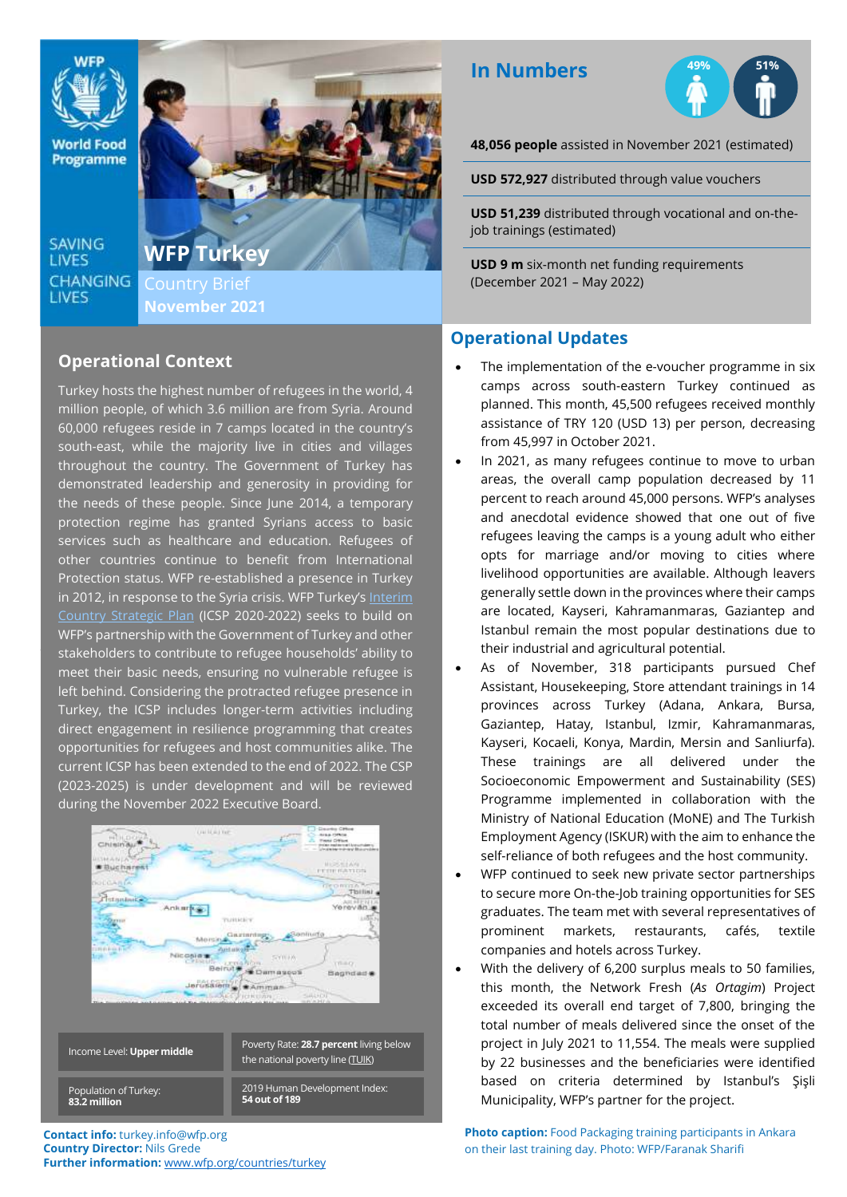# WFP Turkey

Country Brief
November 2021

SAVING LIVES
CHANGING LIVES

## In Numbers

49% 51%

**48,056 people** assisted in November 2021 (estimated)

**USD 572,927** distributed through value vouchers

**USD 51,239** distributed through vocational and on-the-job trainings (estimated)

**USD 9 m** six-month net funding requirements (December 2021 – May 2022)

## Operational Context

Turkey hosts the highest number of refugees in the world, 4 million people, of which 3.6 million are from Syria. Around 60,000 refugees reside in 7 camps located in the country's south-east, while the majority live in cities and villages throughout the country. The Government of Turkey has demonstrated leadership and generosity in providing for the needs of these people. Since June 2014, a temporary protection regime has granted Syrians access to basic services such as healthcare and education. Refugees of other countries continue to benefit from International Protection status. WFP re-established a presence in Turkey in 2012, in response to the Syria crisis. WFP Turkey's Interim Country Strategic Plan (ICSP 2020-2022) seeks to build on WFP's partnership with the Government of Turkey and other stakeholders to contribute to refugee households' ability to meet their basic needs, ensuring no vulnerable refugee is left behind. Considering the protracted refugee presence in Turkey, the ICSP includes longer-term activities including direct engagement in resilience programming that creates opportunities for refugees and host communities alike. The current ICSP has been extended to the end of 2022. The CSP (2023-2025) is under development and will be reviewed during the November 2022 Executive Board.

| | |
|---|---|
| Income Level: **Upper middle** | Poverty Rate: **28.7 percent** living below the national poverty line (TUIK) |
| Population of Turkey: **83.2 million** | 2019 Human Development Index: **54 out of 189** |

## Operational Updates

- The implementation of the e-voucher programme in six camps across south-eastern Turkey continued as planned. This month, 45,500 refugees received monthly assistance of TRY 120 (USD 13) per person, decreasing from 45,997 in October 2021.
- In 2021, as many refugees continue to move to urban areas, the overall camp population decreased by 11 percent to reach around 45,000 persons. WFP's analyses and anecdotal evidence showed that one out of five refugees leaving the camps is a young adult who either opts for marriage and/or moving to cities where livelihood opportunities are available. Although leavers generally settle down in the provinces where their camps are located, Kayseri, Kahramanmaras, Gaziantep and Istanbul remain the most popular destinations due to their industrial and agricultural potential.
- As of November, 318 participants pursued Chef Assistant, Housekeeping, Store attendant trainings in 14 provinces across Turkey (Adana, Ankara, Bursa, Gaziantep, Hatay, Istanbul, Izmir, Kahramanmaras, Kayseri, Kocaeli, Konya, Mardin, Mersin and Sanliurfa). These trainings are all delivered under the Socioeconomic Empowerment and Sustainability (SES) Programme implemented in collaboration with the Ministry of National Education (MoNE) and The Turkish Employment Agency (ISKUR) with the aim to enhance the self-reliance of both refugees and the host community.
- WFP continued to seek new private sector partnerships to secure more On-the-Job training opportunities for SES graduates. The team met with several representatives of prominent markets, restaurants, cafés, textile companies and hotels across Turkey.
- With the delivery of 6,200 surplus meals to 50 families, this month, the Network Fresh (*As Ortagim*) Project exceeded its overall end target of 7,800, bringing the total number of meals delivered since the onset of the project in July 2021 to 11,554. The meals were supplied by 22 businesses and the beneficiaries were identified based on criteria determined by Istanbul's Şişli Municipality, WFP's partner for the project.

**Contact info:** turkey.info@wfp.org
**Country Director:** Nils Grede
**Further information:** www.wfp.org/countries/turkey

**Photo caption:** Food Packaging training participants in Ankara on their last training day. Photo: WFP/Faranak Sharifi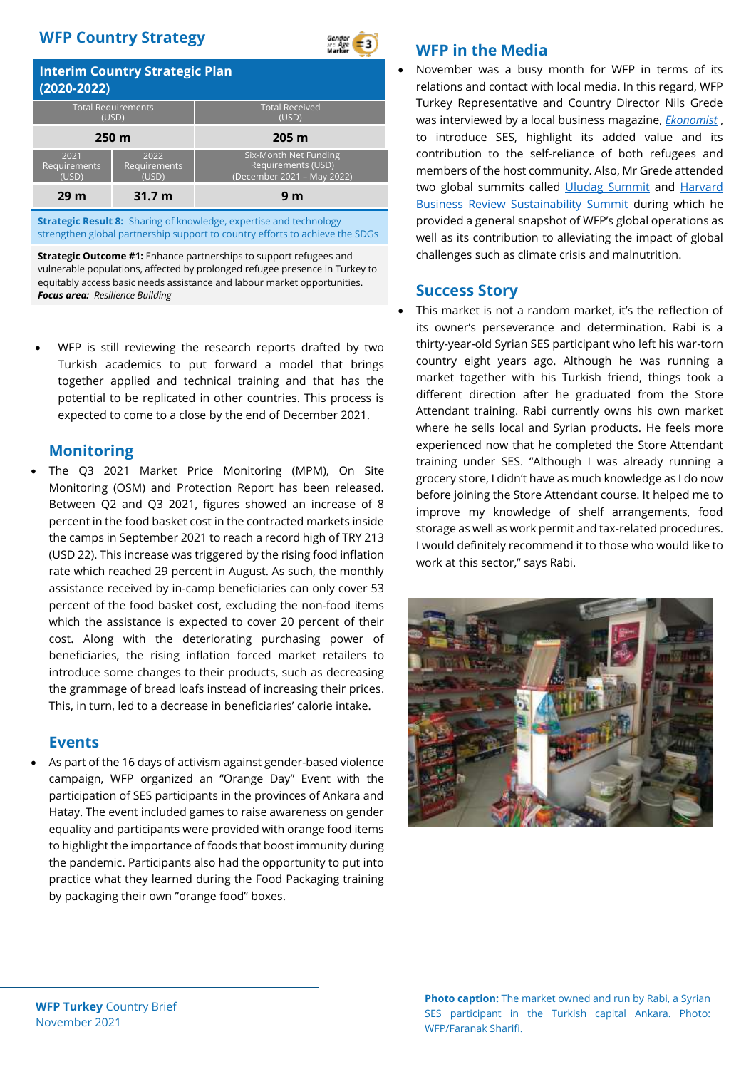## WFP Country Strategy

### Interim Country Strategic Plan (2020-2022)

| Total Requirements (USD) | | Total Received (USD) |
|---|---|---|
| 250 m | | 205 m |
| 2021 Requirements (USD) | 2022 Requirements (USD) | Six-Month Net Funding Requirements (USD) (December 2021 – May 2022) |
| 29 m | 31.7 m | 9 m |

**Strategic Result 8:** Sharing of knowledge, expertise and technology strengthen global partnership support to country efforts to achieve the SDGs

**Strategic Outcome #1:** Enhance partnerships to support refugees and vulnerable populations, affected by prolonged refugee presence in Turkey to equitably access basic needs assistance and labour market opportunities.
***Focus area:*** *Resilience Building*

- WFP is still reviewing the research reports drafted by two Turkish academics to put forward a model that brings together applied and technical training and that has the potential to be replicated in other countries. This process is expected to come to a close by the end of December 2021.

## Monitoring

- The Q3 2021 Market Price Monitoring (MPM), On Site Monitoring (OSM) and Protection Report has been released. Between Q2 and Q3 2021, figures showed an increase of 8 percent in the food basket cost in the contracted markets inside the camps in September 2021 to reach a record high of TRY 213 (USD 22). This increase was triggered by the rising food inflation rate which reached 29 percent in August. As such, the monthly assistance received by in-camp beneficiaries can only cover 53 percent of the food basket cost, excluding the non-food items which the assistance is expected to cover 20 percent of their cost. Along with the deteriorating purchasing power of beneficiaries, the rising inflation forced market retailers to introduce some changes to their products, such as decreasing the grammage of bread loafs instead of increasing their prices. This, in turn, led to a decrease in beneficiaries' calorie intake.

## Events

- As part of the 16 days of activism against gender-based violence campaign, WFP organized an "Orange Day" Event with the participation of SES participants in the provinces of Ankara and Hatay. The event included games to raise awareness on gender equality and participants were provided with orange food items to highlight the importance of foods that boost immunity during the pandemic. Participants also had the opportunity to put into practice what they learned during the Food Packaging training by packaging their own "orange food" boxes.

## WFP in the Media

- November was a busy month for WFP in terms of its relations and contact with local media. In this regard, WFP Turkey Representative and Country Director Nils Grede was interviewed by a local business magazine, *Ekonomist* , to introduce SES, highlight its added value and its contribution to the self-reliance of both refugees and members of the host community. Also, Mr Grede attended two global summits called Uludag Summit and Harvard Business Review Sustainability Summit during which he provided a general snapshot of WFP's global operations as well as its contribution to alleviating the impact of global challenges such as climate crisis and malnutrition.

## Success Story

- This market is not a random market, it's the reflection of its owner's perseverance and determination. Rabi is a thirty-year-old Syrian SES participant who left his war-torn country eight years ago. Although he was running a market together with his Turkish friend, things took a different direction after he graduated from the Store Attendant training. Rabi currently owns his own market where he sells local and Syrian products. He feels more experienced now that he completed the Store Attendant training under SES. "Although I was already running a grocery store, I didn't have as much knowledge as I do now before joining the Store Attendant course. It helped me to improve my knowledge of shelf arrangements, food storage as well as work permit and tax-related procedures. I would definitely recommend it to those who would like to work at this sector," says Rabi.

**Photo caption:** The market owned and run by Rabi, a Syrian SES participant in the Turkish capital Ankara. Photo: WFP/Faranak Sharifi.